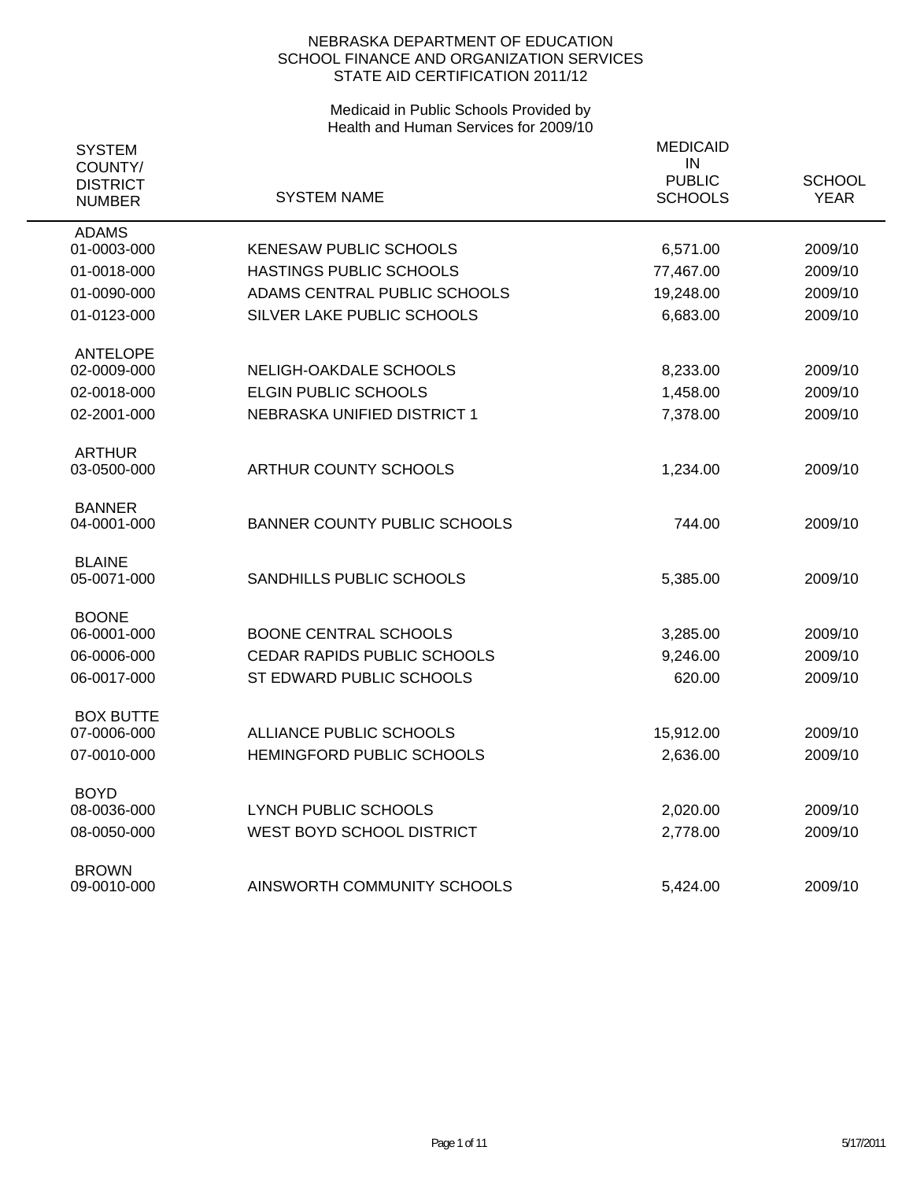NEBRASKA DEPARTMENT OF EDUCATION
SCHOOL FINANCE AND ORGANIZATION SERVICES
STATE AID CERTIFICATION 2011/12

Medicaid in Public Schools Provided by
Health and Human Services for 2009/10

| SYSTEM COUNTY/ DISTRICT NUMBER | SYSTEM NAME | MEDICAID IN PUBLIC SCHOOLS | SCHOOL YEAR |
|---|---|---|---|
| ADAMS | | | |
| 01-0003-000 | KENESAW PUBLIC SCHOOLS | 6,571.00 | 2009/10 |
| 01-0018-000 | HASTINGS PUBLIC SCHOOLS | 77,467.00 | 2009/10 |
| 01-0090-000 | ADAMS CENTRAL PUBLIC SCHOOLS | 19,248.00 | 2009/10 |
| 01-0123-000 | SILVER LAKE PUBLIC SCHOOLS | 6,683.00 | 2009/10 |
| ANTELOPE | | | |
| 02-0009-000 | NELIGH-OAKDALE SCHOOLS | 8,233.00 | 2009/10 |
| 02-0018-000 | ELGIN PUBLIC SCHOOLS | 1,458.00 | 2009/10 |
| 02-2001-000 | NEBRASKA UNIFIED DISTRICT 1 | 7,378.00 | 2009/10 |
| ARTHUR | | | |
| 03-0500-000 | ARTHUR COUNTY SCHOOLS | 1,234.00 | 2009/10 |
| BANNER | | | |
| 04-0001-000 | BANNER COUNTY PUBLIC SCHOOLS | 744.00 | 2009/10 |
| BLAINE | | | |
| 05-0071-000 | SANDHILLS PUBLIC SCHOOLS | 5,385.00 | 2009/10 |
| BOONE | | | |
| 06-0001-000 | BOONE CENTRAL SCHOOLS | 3,285.00 | 2009/10 |
| 06-0006-000 | CEDAR RAPIDS PUBLIC SCHOOLS | 9,246.00 | 2009/10 |
| 06-0017-000 | ST EDWARD PUBLIC SCHOOLS | 620.00 | 2009/10 |
| BOX BUTTE | | | |
| 07-0006-000 | ALLIANCE PUBLIC SCHOOLS | 15,912.00 | 2009/10 |
| 07-0010-000 | HEMINGFORD PUBLIC SCHOOLS | 2,636.00 | 2009/10 |
| BOYD | | | |
| 08-0036-000 | LYNCH PUBLIC SCHOOLS | 2,020.00 | 2009/10 |
| 08-0050-000 | WEST BOYD SCHOOL DISTRICT | 2,778.00 | 2009/10 |
| BROWN | | | |
| 09-0010-000 | AINSWORTH COMMUNITY SCHOOLS | 5,424.00 | 2009/10 |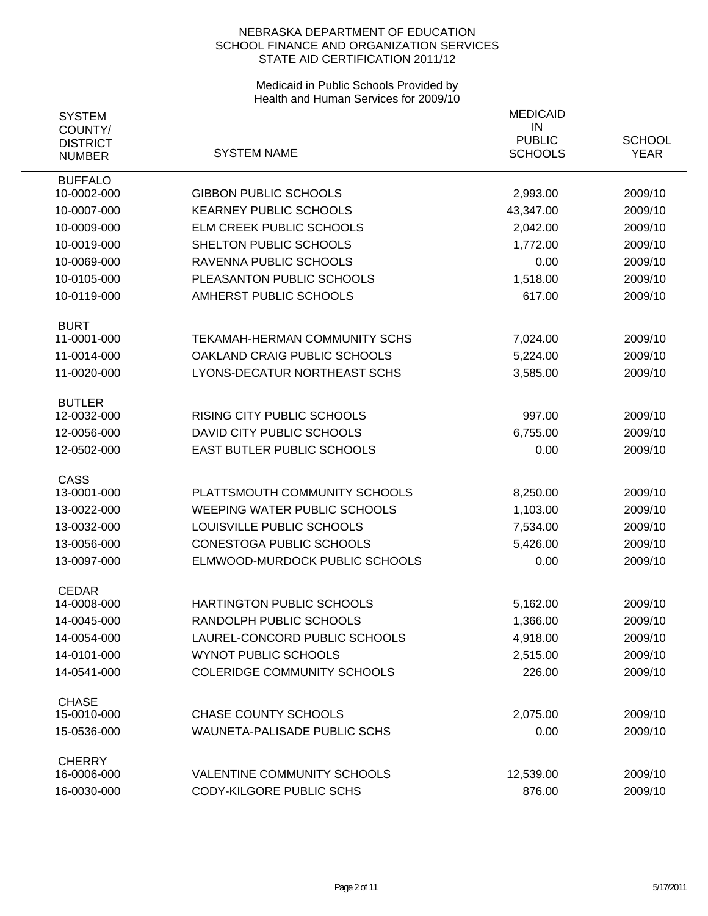NEBRASKA DEPARTMENT OF EDUCATION
SCHOOL FINANCE AND ORGANIZATION SERVICES
STATE AID CERTIFICATION 2011/12

Medicaid in Public Schools Provided by
Health and Human Services for 2009/10

| SYSTEM COUNTY/ DISTRICT NUMBER | SYSTEM NAME | MEDICAID IN PUBLIC SCHOOLS | SCHOOL YEAR |
|---|---|---|---|
| BUFFALO | | | |
| 10-0002-000 | GIBBON PUBLIC SCHOOLS | 2,993.00 | 2009/10 |
| 10-0007-000 | KEARNEY PUBLIC SCHOOLS | 43,347.00 | 2009/10 |
| 10-0009-000 | ELM CREEK PUBLIC SCHOOLS | 2,042.00 | 2009/10 |
| 10-0019-000 | SHELTON PUBLIC SCHOOLS | 1,772.00 | 2009/10 |
| 10-0069-000 | RAVENNA PUBLIC SCHOOLS | 0.00 | 2009/10 |
| 10-0105-000 | PLEASANTON PUBLIC SCHOOLS | 1,518.00 | 2009/10 |
| 10-0119-000 | AMHERST PUBLIC SCHOOLS | 617.00 | 2009/10 |
| BURT | | | |
| 11-0001-000 | TEKAMAH-HERMAN COMMUNITY SCHS | 7,024.00 | 2009/10 |
| 11-0014-000 | OAKLAND CRAIG PUBLIC SCHOOLS | 5,224.00 | 2009/10 |
| 11-0020-000 | LYONS-DECATUR NORTHEAST SCHS | 3,585.00 | 2009/10 |
| BUTLER | | | |
| 12-0032-000 | RISING CITY PUBLIC SCHOOLS | 997.00 | 2009/10 |
| 12-0056-000 | DAVID CITY PUBLIC SCHOOLS | 6,755.00 | 2009/10 |
| 12-0502-000 | EAST BUTLER PUBLIC SCHOOLS | 0.00 | 2009/10 |
| CASS | | | |
| 13-0001-000 | PLATTSMOUTH COMMUNITY SCHOOLS | 8,250.00 | 2009/10 |
| 13-0022-000 | WEEPING WATER PUBLIC SCHOOLS | 1,103.00 | 2009/10 |
| 13-0032-000 | LOUISVILLE PUBLIC SCHOOLS | 7,534.00 | 2009/10 |
| 13-0056-000 | CONESTOGA PUBLIC SCHOOLS | 5,426.00 | 2009/10 |
| 13-0097-000 | ELMWOOD-MURDOCK PUBLIC SCHOOLS | 0.00 | 2009/10 |
| CEDAR | | | |
| 14-0008-000 | HARTINGTON PUBLIC SCHOOLS | 5,162.00 | 2009/10 |
| 14-0045-000 | RANDOLPH PUBLIC SCHOOLS | 1,366.00 | 2009/10 |
| 14-0054-000 | LAUREL-CONCORD PUBLIC SCHOOLS | 4,918.00 | 2009/10 |
| 14-0101-000 | WYNOT PUBLIC SCHOOLS | 2,515.00 | 2009/10 |
| 14-0541-000 | COLERIDGE COMMUNITY SCHOOLS | 226.00 | 2009/10 |
| CHASE | | | |
| 15-0010-000 | CHASE COUNTY SCHOOLS | 2,075.00 | 2009/10 |
| 15-0536-000 | WAUNETA-PALISADE PUBLIC SCHS | 0.00 | 2009/10 |
| CHERRY | | | |
| 16-0006-000 | VALENTINE COMMUNITY SCHOOLS | 12,539.00 | 2009/10 |
| 16-0030-000 | CODY-KILGORE PUBLIC SCHS | 876.00 | 2009/10 |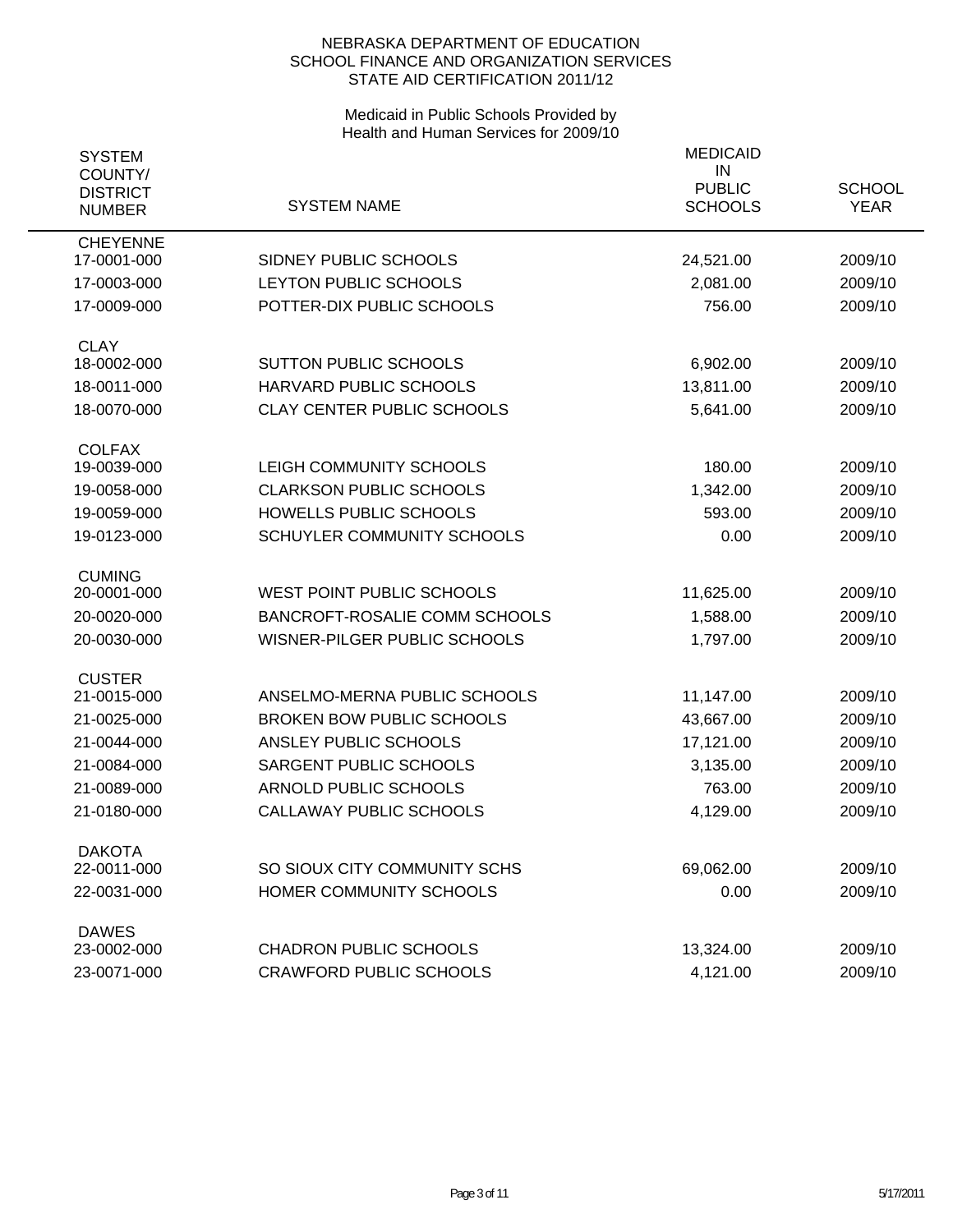NEBRASKA DEPARTMENT OF EDUCATION
SCHOOL FINANCE AND ORGANIZATION SERVICES
STATE AID CERTIFICATION 2011/12

Medicaid in Public Schools Provided by
Health and Human Services for 2009/10

| SYSTEM COUNTY/ DISTRICT NUMBER | SYSTEM NAME | MEDICAID IN PUBLIC SCHOOLS | SCHOOL YEAR |
|---|---|---|---|
| CHEYENNE | | | |
| 17-0001-000 | SIDNEY PUBLIC SCHOOLS | 24,521.00 | 2009/10 |
| 17-0003-000 | LEYTON PUBLIC SCHOOLS | 2,081.00 | 2009/10 |
| 17-0009-000 | POTTER-DIX PUBLIC SCHOOLS | 756.00 | 2009/10 |
| CLAY | | | |
| 18-0002-000 | SUTTON PUBLIC SCHOOLS | 6,902.00 | 2009/10 |
| 18-0011-000 | HARVARD PUBLIC SCHOOLS | 13,811.00 | 2009/10 |
| 18-0070-000 | CLAY CENTER PUBLIC SCHOOLS | 5,641.00 | 2009/10 |
| COLFAX | | | |
| 19-0039-000 | LEIGH COMMUNITY SCHOOLS | 180.00 | 2009/10 |
| 19-0058-000 | CLARKSON PUBLIC SCHOOLS | 1,342.00 | 2009/10 |
| 19-0059-000 | HOWELLS PUBLIC SCHOOLS | 593.00 | 2009/10 |
| 19-0123-000 | SCHUYLER COMMUNITY SCHOOLS | 0.00 | 2009/10 |
| CUMING | | | |
| 20-0001-000 | WEST POINT PUBLIC SCHOOLS | 11,625.00 | 2009/10 |
| 20-0020-000 | BANCROFT-ROSALIE COMM SCHOOLS | 1,588.00 | 2009/10 |
| 20-0030-000 | WISNER-PILGER PUBLIC SCHOOLS | 1,797.00 | 2009/10 |
| CUSTER | | | |
| 21-0015-000 | ANSELMO-MERNA PUBLIC SCHOOLS | 11,147.00 | 2009/10 |
| 21-0025-000 | BROKEN BOW PUBLIC SCHOOLS | 43,667.00 | 2009/10 |
| 21-0044-000 | ANSLEY PUBLIC SCHOOLS | 17,121.00 | 2009/10 |
| 21-0084-000 | SARGENT PUBLIC SCHOOLS | 3,135.00 | 2009/10 |
| 21-0089-000 | ARNOLD PUBLIC SCHOOLS | 763.00 | 2009/10 |
| 21-0180-000 | CALLAWAY PUBLIC SCHOOLS | 4,129.00 | 2009/10 |
| DAKOTA | | | |
| 22-0011-000 | SO SIOUX CITY COMMUNITY SCHS | 69,062.00 | 2009/10 |
| 22-0031-000 | HOMER COMMUNITY SCHOOLS | 0.00 | 2009/10 |
| DAWES | | | |
| 23-0002-000 | CHADRON PUBLIC SCHOOLS | 13,324.00 | 2009/10 |
| 23-0071-000 | CRAWFORD PUBLIC SCHOOLS | 4,121.00 | 2009/10 |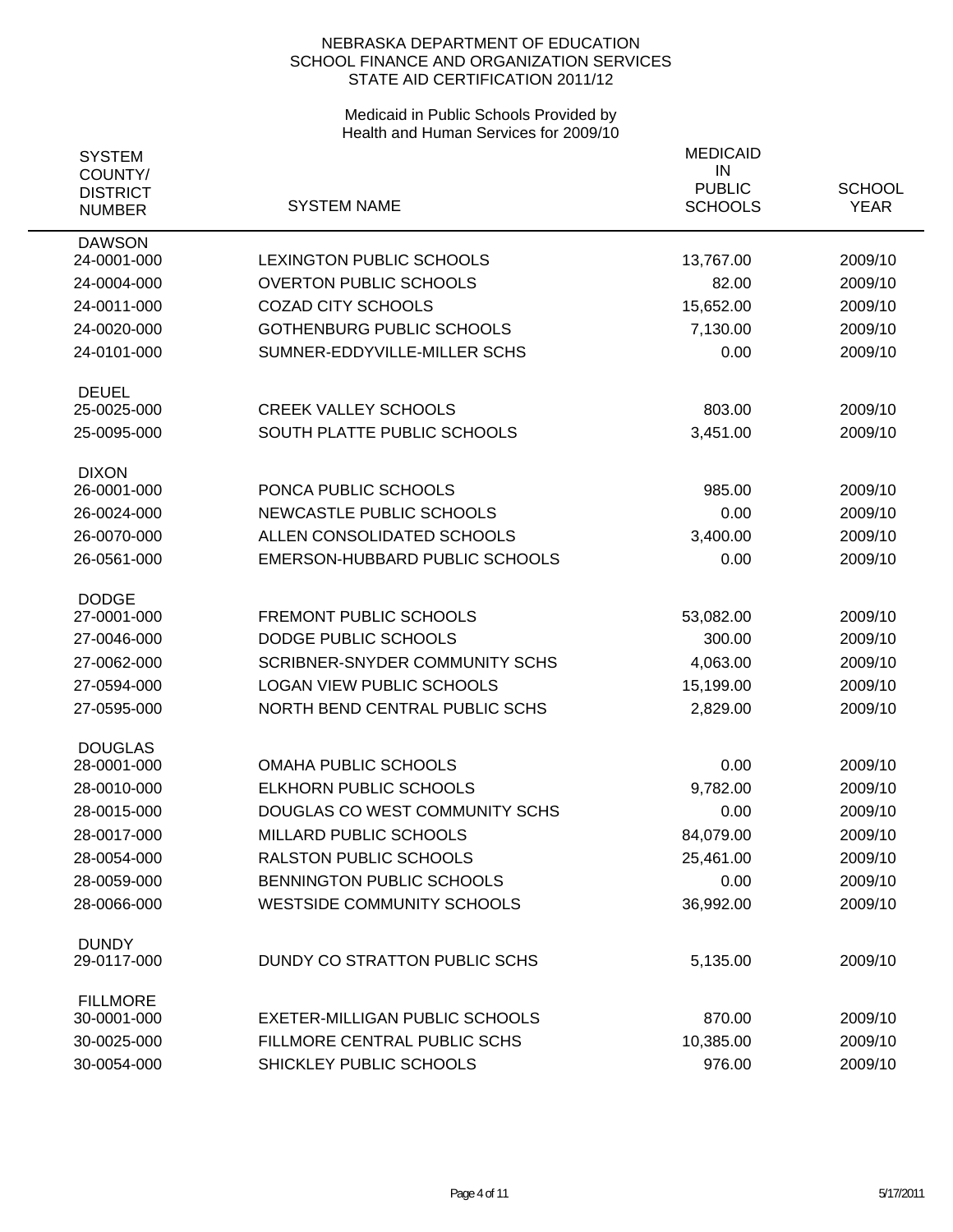NEBRASKA DEPARTMENT OF EDUCATION
SCHOOL FINANCE AND ORGANIZATION SERVICES
STATE AID CERTIFICATION 2011/12

Medicaid in Public Schools Provided by
Health and Human Services for 2009/10

| SYSTEM COUNTY/ DISTRICT NUMBER | SYSTEM NAME | MEDICAID IN PUBLIC SCHOOLS | SCHOOL YEAR |
|---|---|---|---|
| DAWSON | | | |
| 24-0001-000 | LEXINGTON PUBLIC SCHOOLS | 13,767.00 | 2009/10 |
| 24-0004-000 | OVERTON PUBLIC SCHOOLS | 82.00 | 2009/10 |
| 24-0011-000 | COZAD CITY SCHOOLS | 15,652.00 | 2009/10 |
| 24-0020-000 | GOTHENBURG PUBLIC SCHOOLS | 7,130.00 | 2009/10 |
| 24-0101-000 | SUMNER-EDDYVILLE-MILLER SCHS | 0.00 | 2009/10 |
| DEUEL | | | |
| 25-0025-000 | CREEK VALLEY SCHOOLS | 803.00 | 2009/10 |
| 25-0095-000 | SOUTH PLATTE PUBLIC SCHOOLS | 3,451.00 | 2009/10 |
| DIXON | | | |
| 26-0001-000 | PONCA PUBLIC SCHOOLS | 985.00 | 2009/10 |
| 26-0024-000 | NEWCASTLE PUBLIC SCHOOLS | 0.00 | 2009/10 |
| 26-0070-000 | ALLEN CONSOLIDATED SCHOOLS | 3,400.00 | 2009/10 |
| 26-0561-000 | EMERSON-HUBBARD PUBLIC SCHOOLS | 0.00 | 2009/10 |
| DODGE | | | |
| 27-0001-000 | FREMONT PUBLIC SCHOOLS | 53,082.00 | 2009/10 |
| 27-0046-000 | DODGE PUBLIC SCHOOLS | 300.00 | 2009/10 |
| 27-0062-000 | SCRIBNER-SNYDER COMMUNITY SCHS | 4,063.00 | 2009/10 |
| 27-0594-000 | LOGAN VIEW PUBLIC SCHOOLS | 15,199.00 | 2009/10 |
| 27-0595-000 | NORTH BEND CENTRAL PUBLIC SCHS | 2,829.00 | 2009/10 |
| DOUGLAS | | | |
| 28-0001-000 | OMAHA PUBLIC SCHOOLS | 0.00 | 2009/10 |
| 28-0010-000 | ELKHORN PUBLIC SCHOOLS | 9,782.00 | 2009/10 |
| 28-0015-000 | DOUGLAS CO WEST COMMUNITY SCHS | 0.00 | 2009/10 |
| 28-0017-000 | MILLARD PUBLIC SCHOOLS | 84,079.00 | 2009/10 |
| 28-0054-000 | RALSTON PUBLIC SCHOOLS | 25,461.00 | 2009/10 |
| 28-0059-000 | BENNINGTON PUBLIC SCHOOLS | 0.00 | 2009/10 |
| 28-0066-000 | WESTSIDE COMMUNITY SCHOOLS | 36,992.00 | 2009/10 |
| DUNDY | | | |
| 29-0117-000 | DUNDY CO STRATTON PUBLIC SCHS | 5,135.00 | 2009/10 |
| FILLMORE | | | |
| 30-0001-000 | EXETER-MILLIGAN PUBLIC SCHOOLS | 870.00 | 2009/10 |
| 30-0025-000 | FILLMORE CENTRAL PUBLIC SCHS | 10,385.00 | 2009/10 |
| 30-0054-000 | SHICKLEY PUBLIC SCHOOLS | 976.00 | 2009/10 |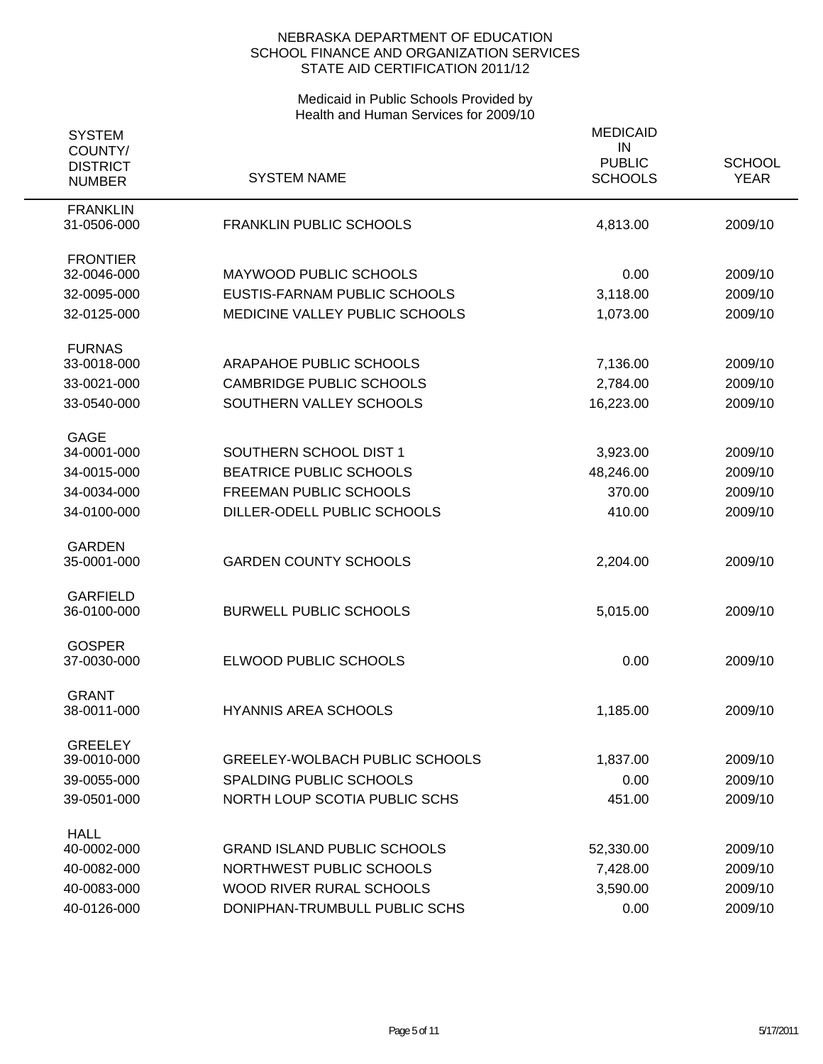NEBRASKA DEPARTMENT OF EDUCATION
SCHOOL FINANCE AND ORGANIZATION SERVICES
STATE AID CERTIFICATION 2011/12

Medicaid in Public Schools Provided by
Health and Human Services for 2009/10

| SYSTEM COUNTY/ DISTRICT NUMBER | SYSTEM NAME | MEDICAID IN PUBLIC SCHOOLS | SCHOOL YEAR |
|---|---|---|---|
| FRANKLIN | | | |
| 31-0506-000 | FRANKLIN PUBLIC SCHOOLS | 4,813.00 | 2009/10 |
| FRONTIER | | | |
| 32-0046-000 | MAYWOOD PUBLIC SCHOOLS | 0.00 | 2009/10 |
| 32-0095-000 | EUSTIS-FARNAM PUBLIC SCHOOLS | 3,118.00 | 2009/10 |
| 32-0125-000 | MEDICINE VALLEY PUBLIC SCHOOLS | 1,073.00 | 2009/10 |
| FURNAS | | | |
| 33-0018-000 | ARAPAHOE PUBLIC SCHOOLS | 7,136.00 | 2009/10 |
| 33-0021-000 | CAMBRIDGE PUBLIC SCHOOLS | 2,784.00 | 2009/10 |
| 33-0540-000 | SOUTHERN VALLEY SCHOOLS | 16,223.00 | 2009/10 |
| GAGE | | | |
| 34-0001-000 | SOUTHERN SCHOOL DIST 1 | 3,923.00 | 2009/10 |
| 34-0015-000 | BEATRICE PUBLIC SCHOOLS | 48,246.00 | 2009/10 |
| 34-0034-000 | FREEMAN PUBLIC SCHOOLS | 370.00 | 2009/10 |
| 34-0100-000 | DILLER-ODELL PUBLIC SCHOOLS | 410.00 | 2009/10 |
| GARDEN | | | |
| 35-0001-000 | GARDEN COUNTY SCHOOLS | 2,204.00 | 2009/10 |
| GARFIELD | | | |
| 36-0100-000 | BURWELL PUBLIC SCHOOLS | 5,015.00 | 2009/10 |
| GOSPER | | | |
| 37-0030-000 | ELWOOD PUBLIC SCHOOLS | 0.00 | 2009/10 |
| GRANT | | | |
| 38-0011-000 | HYANNIS AREA SCHOOLS | 1,185.00 | 2009/10 |
| GREELEY | | | |
| 39-0010-000 | GREELEY-WOLBACH PUBLIC SCHOOLS | 1,837.00 | 2009/10 |
| 39-0055-000 | SPALDING PUBLIC SCHOOLS | 0.00 | 2009/10 |
| 39-0501-000 | NORTH LOUP SCOTIA PUBLIC SCHS | 451.00 | 2009/10 |
| HALL | | | |
| 40-0002-000 | GRAND ISLAND PUBLIC SCHOOLS | 52,330.00 | 2009/10 |
| 40-0082-000 | NORTHWEST PUBLIC SCHOOLS | 7,428.00 | 2009/10 |
| 40-0083-000 | WOOD RIVER RURAL SCHOOLS | 3,590.00 | 2009/10 |
| 40-0126-000 | DONIPHAN-TRUMBULL PUBLIC SCHS | 0.00 | 2009/10 |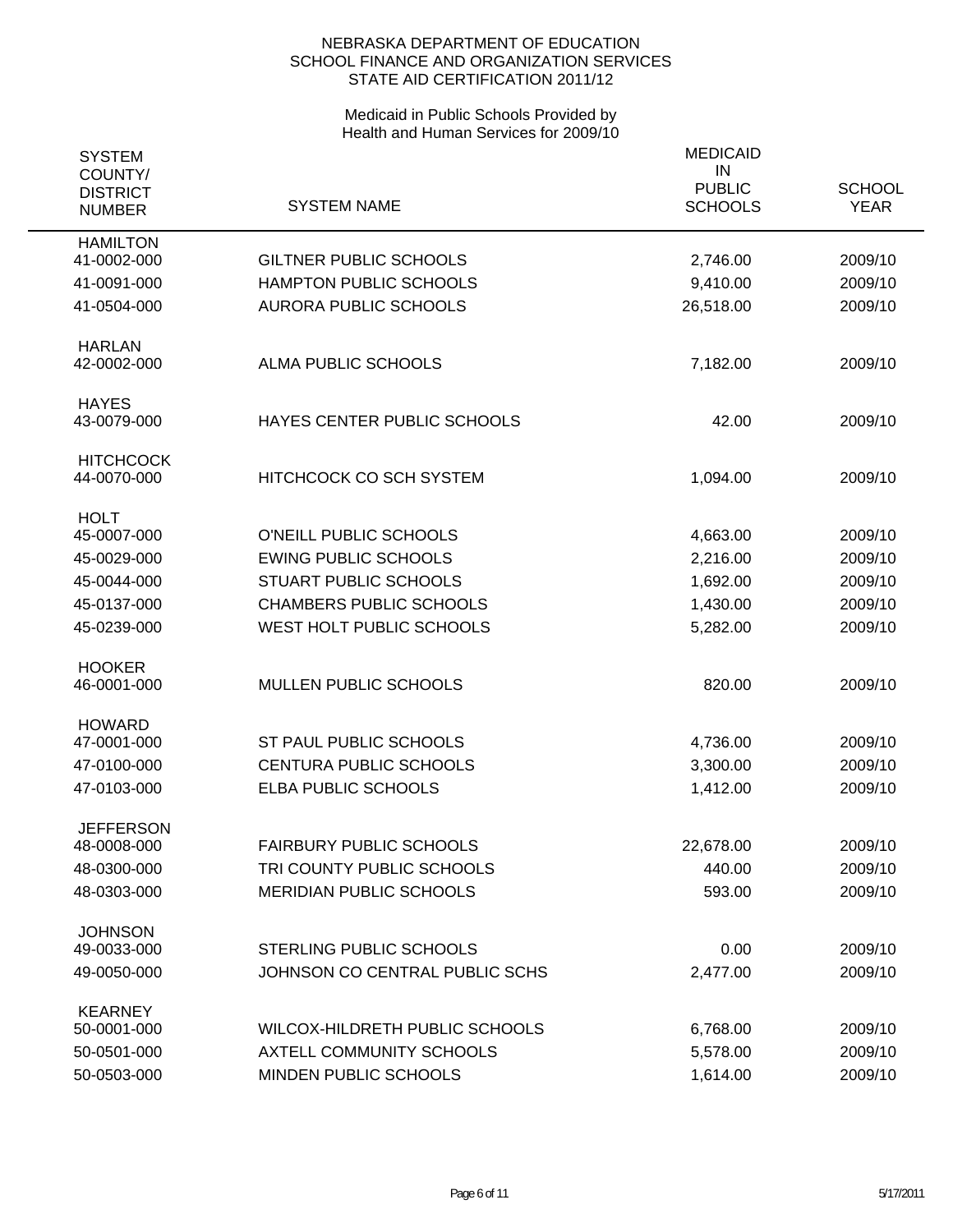NEBRASKA DEPARTMENT OF EDUCATION
SCHOOL FINANCE AND ORGANIZATION SERVICES
STATE AID CERTIFICATION 2011/12

Medicaid in Public Schools Provided by
Health and Human Services for 2009/10

| SYSTEM COUNTY/ DISTRICT NUMBER | SYSTEM NAME | MEDICAID IN PUBLIC SCHOOLS | SCHOOL YEAR |
|---|---|---|---|
| **HAMILTON** | | | |
| 41-0002-000 | GILTNER PUBLIC SCHOOLS | 2,746.00 | 2009/10 |
| 41-0091-000 | HAMPTON PUBLIC SCHOOLS | 9,410.00 | 2009/10 |
| 41-0504-000 | AURORA PUBLIC SCHOOLS | 26,518.00 | 2009/10 |
| **HARLAN** | | | |
| 42-0002-000 | ALMA PUBLIC SCHOOLS | 7,182.00 | 2009/10 |
| **HAYES** | | | |
| 43-0079-000 | HAYES CENTER PUBLIC SCHOOLS | 42.00 | 2009/10 |
| **HITCHCOCK** | | | |
| 44-0070-000 | HITCHCOCK CO SCH SYSTEM | 1,094.00 | 2009/10 |
| **HOLT** | | | |
| 45-0007-000 | O'NEILL PUBLIC SCHOOLS | 4,663.00 | 2009/10 |
| 45-0029-000 | EWING PUBLIC SCHOOLS | 2,216.00 | 2009/10 |
| 45-0044-000 | STUART PUBLIC SCHOOLS | 1,692.00 | 2009/10 |
| 45-0137-000 | CHAMBERS PUBLIC SCHOOLS | 1,430.00 | 2009/10 |
| 45-0239-000 | WEST HOLT PUBLIC SCHOOLS | 5,282.00 | 2009/10 |
| **HOOKER** | | | |
| 46-0001-000 | MULLEN PUBLIC SCHOOLS | 820.00 | 2009/10 |
| **HOWARD** | | | |
| 47-0001-000 | ST PAUL PUBLIC SCHOOLS | 4,736.00 | 2009/10 |
| 47-0100-000 | CENTURA PUBLIC SCHOOLS | 3,300.00 | 2009/10 |
| 47-0103-000 | ELBA PUBLIC SCHOOLS | 1,412.00 | 2009/10 |
| **JEFFERSON** | | | |
| 48-0008-000 | FAIRBURY PUBLIC SCHOOLS | 22,678.00 | 2009/10 |
| 48-0300-000 | TRI COUNTY PUBLIC SCHOOLS | 440.00 | 2009/10 |
| 48-0303-000 | MERIDIAN PUBLIC SCHOOLS | 593.00 | 2009/10 |
| **JOHNSON** | | | |
| 49-0033-000 | STERLING PUBLIC SCHOOLS | 0.00 | 2009/10 |
| 49-0050-000 | JOHNSON CO CENTRAL PUBLIC SCHS | 2,477.00 | 2009/10 |
| **KEARNEY** | | | |
| 50-0001-000 | WILCOX-HILDRETH PUBLIC SCHOOLS | 6,768.00 | 2009/10 |
| 50-0501-000 | AXTELL COMMUNITY SCHOOLS | 5,578.00 | 2009/10 |
| 50-0503-000 | MINDEN PUBLIC SCHOOLS | 1,614.00 | 2009/10 |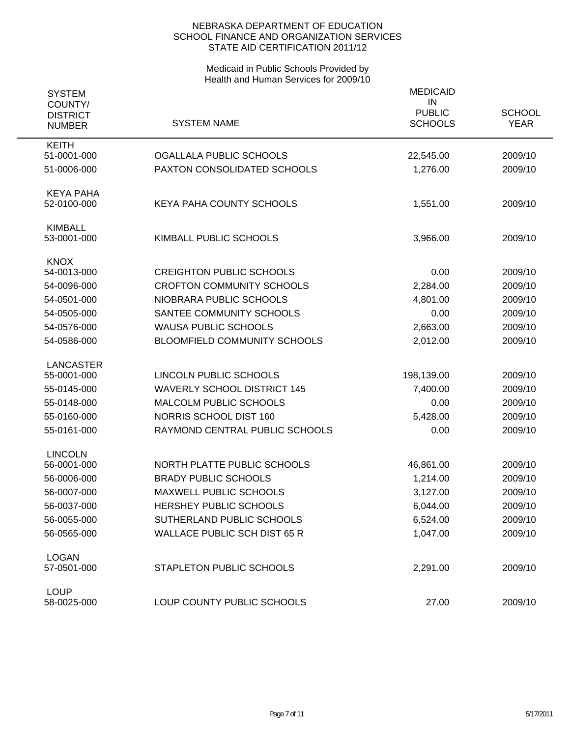NEBRASKA DEPARTMENT OF EDUCATION
SCHOOL FINANCE AND ORGANIZATION SERVICES
STATE AID CERTIFICATION 2011/12

Medicaid in Public Schools Provided by
Health and Human Services for 2009/10

| SYSTEM COUNTY/ DISTRICT NUMBER | SYSTEM NAME | MEDICAID IN PUBLIC SCHOOLS | SCHOOL YEAR |
|---|---|---|---|
| KEITH | | | |
| 51-0001-000 | OGALLALA PUBLIC SCHOOLS | 22,545.00 | 2009/10 |
| 51-0006-000 | PAXTON CONSOLIDATED SCHOOLS | 1,276.00 | 2009/10 |
| KEYA PAHA | | | |
| 52-0100-000 | KEYA PAHA COUNTY SCHOOLS | 1,551.00 | 2009/10 |
| KIMBALL | | | |
| 53-0001-000 | KIMBALL PUBLIC SCHOOLS | 3,966.00 | 2009/10 |
| KNOX | | | |
| 54-0013-000 | CREIGHTON PUBLIC SCHOOLS | 0.00 | 2009/10 |
| 54-0096-000 | CROFTON COMMUNITY SCHOOLS | 2,284.00 | 2009/10 |
| 54-0501-000 | NIOBRARA PUBLIC SCHOOLS | 4,801.00 | 2009/10 |
| 54-0505-000 | SANTEE COMMUNITY SCHOOLS | 0.00 | 2009/10 |
| 54-0576-000 | WAUSA PUBLIC SCHOOLS | 2,663.00 | 2009/10 |
| 54-0586-000 | BLOOMFIELD COMMUNITY SCHOOLS | 2,012.00 | 2009/10 |
| LANCASTER | | | |
| 55-0001-000 | LINCOLN PUBLIC SCHOOLS | 198,139.00 | 2009/10 |
| 55-0145-000 | WAVERLY SCHOOL DISTRICT 145 | 7,400.00 | 2009/10 |
| 55-0148-000 | MALCOLM PUBLIC SCHOOLS | 0.00 | 2009/10 |
| 55-0160-000 | NORRIS SCHOOL DIST 160 | 5,428.00 | 2009/10 |
| 55-0161-000 | RAYMOND CENTRAL PUBLIC SCHOOLS | 0.00 | 2009/10 |
| LINCOLN | | | |
| 56-0001-000 | NORTH PLATTE PUBLIC SCHOOLS | 46,861.00 | 2009/10 |
| 56-0006-000 | BRADY PUBLIC SCHOOLS | 1,214.00 | 2009/10 |
| 56-0007-000 | MAXWELL PUBLIC SCHOOLS | 3,127.00 | 2009/10 |
| 56-0037-000 | HERSHEY PUBLIC SCHOOLS | 6,044.00 | 2009/10 |
| 56-0055-000 | SUTHERLAND PUBLIC SCHOOLS | 6,524.00 | 2009/10 |
| 56-0565-000 | WALLACE PUBLIC SCH DIST 65 R | 1,047.00 | 2009/10 |
| LOGAN | | | |
| 57-0501-000 | STAPLETON PUBLIC SCHOOLS | 2,291.00 | 2009/10 |
| LOUP | | | |
| 58-0025-000 | LOUP COUNTY PUBLIC SCHOOLS | 27.00 | 2009/10 |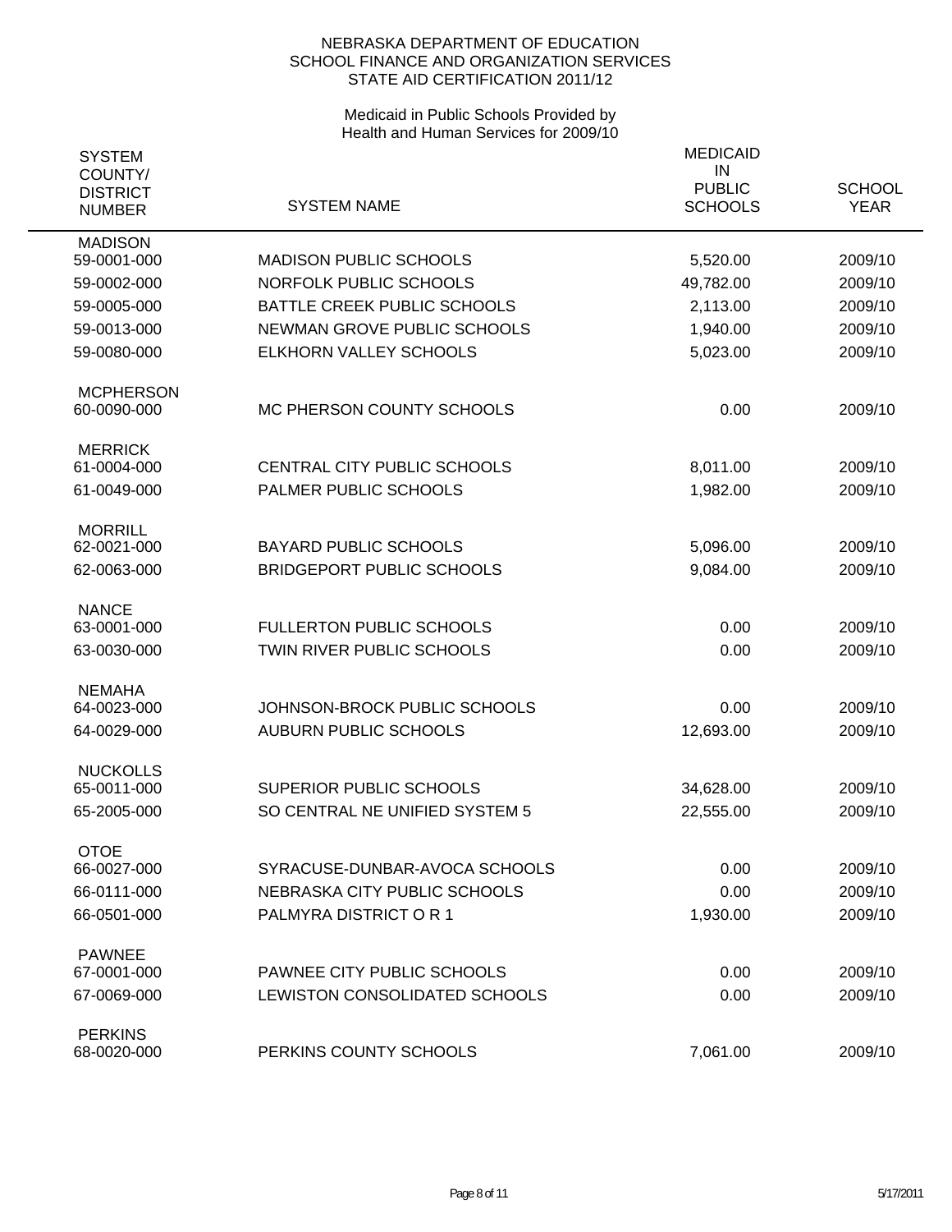NEBRASKA DEPARTMENT OF EDUCATION
SCHOOL FINANCE AND ORGANIZATION SERVICES
STATE AID CERTIFICATION 2011/12

Medicaid in Public Schools Provided by
Health and Human Services for 2009/10

| SYSTEM COUNTY/ DISTRICT NUMBER | SYSTEM NAME | MEDICAID IN PUBLIC SCHOOLS | SCHOOL YEAR |
|---|---|---|---|
| MADISON | | | |
| 59-0001-000 | MADISON PUBLIC SCHOOLS | 5,520.00 | 2009/10 |
| 59-0002-000 | NORFOLK PUBLIC SCHOOLS | 49,782.00 | 2009/10 |
| 59-0005-000 | BATTLE CREEK PUBLIC SCHOOLS | 2,113.00 | 2009/10 |
| 59-0013-000 | NEWMAN GROVE PUBLIC SCHOOLS | 1,940.00 | 2009/10 |
| 59-0080-000 | ELKHORN VALLEY SCHOOLS | 5,023.00 | 2009/10 |
| MCPHERSON | | | |
| 60-0090-000 | MC PHERSON COUNTY SCHOOLS | 0.00 | 2009/10 |
| MERRICK | | | |
| 61-0004-000 | CENTRAL CITY PUBLIC SCHOOLS | 8,011.00 | 2009/10 |
| 61-0049-000 | PALMER PUBLIC SCHOOLS | 1,982.00 | 2009/10 |
| MORRILL | | | |
| 62-0021-000 | BAYARD PUBLIC SCHOOLS | 5,096.00 | 2009/10 |
| 62-0063-000 | BRIDGEPORT PUBLIC SCHOOLS | 9,084.00 | 2009/10 |
| NANCE | | | |
| 63-0001-000 | FULLERTON PUBLIC SCHOOLS | 0.00 | 2009/10 |
| 63-0030-000 | TWIN RIVER PUBLIC SCHOOLS | 0.00 | 2009/10 |
| NEMAHA | | | |
| 64-0023-000 | JOHNSON-BROCK PUBLIC SCHOOLS | 0.00 | 2009/10 |
| 64-0029-000 | AUBURN PUBLIC SCHOOLS | 12,693.00 | 2009/10 |
| NUCKOLLS | | | |
| 65-0011-000 | SUPERIOR PUBLIC SCHOOLS | 34,628.00 | 2009/10 |
| 65-2005-000 | SO CENTRAL NE UNIFIED SYSTEM 5 | 22,555.00 | 2009/10 |
| OTOE | | | |
| 66-0027-000 | SYRACUSE-DUNBAR-AVOCA SCHOOLS | 0.00 | 2009/10 |
| 66-0111-000 | NEBRASKA CITY PUBLIC SCHOOLS | 0.00 | 2009/10 |
| 66-0501-000 | PALMYRA DISTRICT O R 1 | 1,930.00 | 2009/10 |
| PAWNEE | | | |
| 67-0001-000 | PAWNEE CITY PUBLIC SCHOOLS | 0.00 | 2009/10 |
| 67-0069-000 | LEWISTON CONSOLIDATED SCHOOLS | 0.00 | 2009/10 |
| PERKINS | | | |
| 68-0020-000 | PERKINS COUNTY SCHOOLS | 7,061.00 | 2009/10 |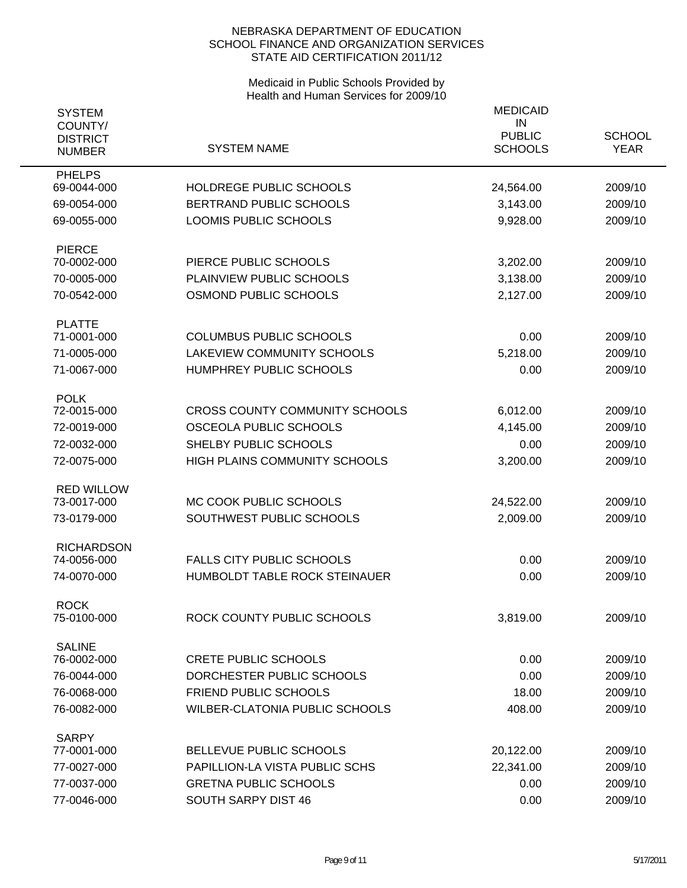NEBRASKA DEPARTMENT OF EDUCATION
SCHOOL FINANCE AND ORGANIZATION SERVICES
STATE AID CERTIFICATION 2011/12

Medicaid in Public Schools Provided by
Health and Human Services for 2009/10

| SYSTEM COUNTY/ DISTRICT NUMBER | SYSTEM NAME | MEDICAID IN PUBLIC SCHOOLS | SCHOOL YEAR |
|---|---|---|---|
| PHELPS | | | |
| 69-0044-000 | HOLDREGE PUBLIC SCHOOLS | 24,564.00 | 2009/10 |
| 69-0054-000 | BERTRAND PUBLIC SCHOOLS | 3,143.00 | 2009/10 |
| 69-0055-000 | LOOMIS PUBLIC SCHOOLS | 9,928.00 | 2009/10 |
| PIERCE | | | |
| 70-0002-000 | PIERCE PUBLIC SCHOOLS | 3,202.00 | 2009/10 |
| 70-0005-000 | PLAINVIEW PUBLIC SCHOOLS | 3,138.00 | 2009/10 |
| 70-0542-000 | OSMOND PUBLIC SCHOOLS | 2,127.00 | 2009/10 |
| PLATTE | | | |
| 71-0001-000 | COLUMBUS PUBLIC SCHOOLS | 0.00 | 2009/10 |
| 71-0005-000 | LAKEVIEW COMMUNITY SCHOOLS | 5,218.00 | 2009/10 |
| 71-0067-000 | HUMPHREY PUBLIC SCHOOLS | 0.00 | 2009/10 |
| POLK | | | |
| 72-0015-000 | CROSS COUNTY COMMUNITY SCHOOLS | 6,012.00 | 2009/10 |
| 72-0019-000 | OSCEOLA PUBLIC SCHOOLS | 4,145.00 | 2009/10 |
| 72-0032-000 | SHELBY PUBLIC SCHOOLS | 0.00 | 2009/10 |
| 72-0075-000 | HIGH PLAINS COMMUNITY SCHOOLS | 3,200.00 | 2009/10 |
| RED WILLOW | | | |
| 73-0017-000 | MC COOK PUBLIC SCHOOLS | 24,522.00 | 2009/10 |
| 73-0179-000 | SOUTHWEST PUBLIC SCHOOLS | 2,009.00 | 2009/10 |
| RICHARDSON | | | |
| 74-0056-000 | FALLS CITY PUBLIC SCHOOLS | 0.00 | 2009/10 |
| 74-0070-000 | HUMBOLDT TABLE ROCK STEINAUER | 0.00 | 2009/10 |
| ROCK | | | |
| 75-0100-000 | ROCK COUNTY PUBLIC SCHOOLS | 3,819.00 | 2009/10 |
| SALINE | | | |
| 76-0002-000 | CRETE PUBLIC SCHOOLS | 0.00 | 2009/10 |
| 76-0044-000 | DORCHESTER PUBLIC SCHOOLS | 0.00 | 2009/10 |
| 76-0068-000 | FRIEND PUBLIC SCHOOLS | 18.00 | 2009/10 |
| 76-0082-000 | WILBER-CLATONIA PUBLIC SCHOOLS | 408.00 | 2009/10 |
| SARPY | | | |
| 77-0001-000 | BELLEVUE PUBLIC SCHOOLS | 20,122.00 | 2009/10 |
| 77-0027-000 | PAPILLION-LA VISTA PUBLIC SCHS | 22,341.00 | 2009/10 |
| 77-0037-000 | GRETNA PUBLIC SCHOOLS | 0.00 | 2009/10 |
| 77-0046-000 | SOUTH SARPY DIST 46 | 0.00 | 2009/10 |

5/17/2011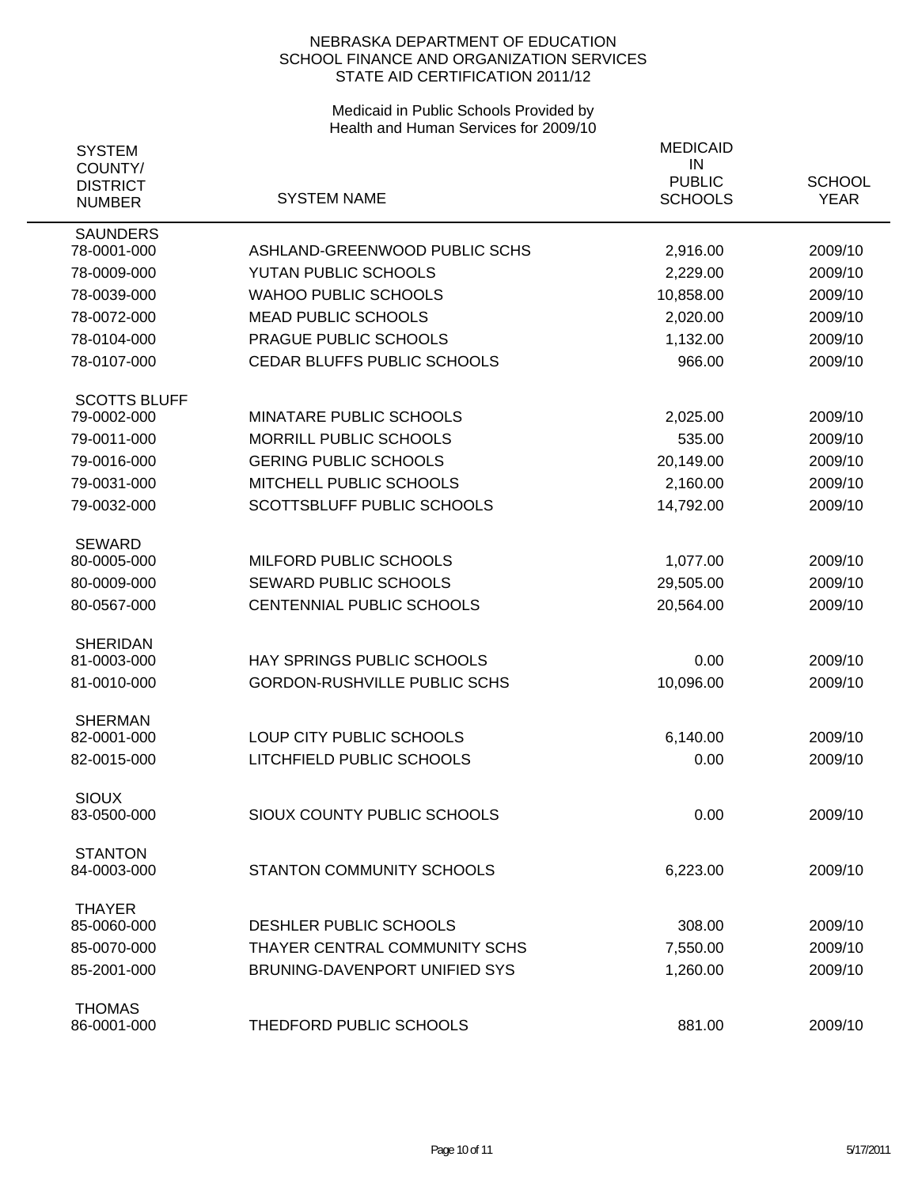NEBRASKA DEPARTMENT OF EDUCATION
SCHOOL FINANCE AND ORGANIZATION SERVICES
STATE AID CERTIFICATION 2011/12

Medicaid in Public Schools Provided by
Health and Human Services for 2009/10

| SYSTEM COUNTY/ DISTRICT NUMBER | SYSTEM NAME | MEDICAID IN PUBLIC SCHOOLS | SCHOOL YEAR |
|---|---|---|---|
| **SAUNDERS** | | | |
| 78-0001-000 | ASHLAND-GREENWOOD PUBLIC SCHS | 2,916.00 | 2009/10 |
| 78-0009-000 | YUTAN PUBLIC SCHOOLS | 2,229.00 | 2009/10 |
| 78-0039-000 | WAHOO PUBLIC SCHOOLS | 10,858.00 | 2009/10 |
| 78-0072-000 | MEAD PUBLIC SCHOOLS | 2,020.00 | 2009/10 |
| 78-0104-000 | PRAGUE PUBLIC SCHOOLS | 1,132.00 | 2009/10 |
| 78-0107-000 | CEDAR BLUFFS PUBLIC SCHOOLS | 966.00 | 2009/10 |
| **SCOTTS BLUFF** | | | |
| 79-0002-000 | MINATARE PUBLIC SCHOOLS | 2,025.00 | 2009/10 |
| 79-0011-000 | MORRILL PUBLIC SCHOOLS | 535.00 | 2009/10 |
| 79-0016-000 | GERING PUBLIC SCHOOLS | 20,149.00 | 2009/10 |
| 79-0031-000 | MITCHELL PUBLIC SCHOOLS | 2,160.00 | 2009/10 |
| 79-0032-000 | SCOTTSBLUFF PUBLIC SCHOOLS | 14,792.00 | 2009/10 |
| **SEWARD** | | | |
| 80-0005-000 | MILFORD PUBLIC SCHOOLS | 1,077.00 | 2009/10 |
| 80-0009-000 | SEWARD PUBLIC SCHOOLS | 29,505.00 | 2009/10 |
| 80-0567-000 | CENTENNIAL PUBLIC SCHOOLS | 20,564.00 | 2009/10 |
| **SHERIDAN** | | | |
| 81-0003-000 | HAY SPRINGS PUBLIC SCHOOLS | 0.00 | 2009/10 |
| 81-0010-000 | GORDON-RUSHVILLE PUBLIC SCHS | 10,096.00 | 2009/10 |
| **SHERMAN** | | | |
| 82-0001-000 | LOUP CITY PUBLIC SCHOOLS | 6,140.00 | 2009/10 |
| 82-0015-000 | LITCHFIELD PUBLIC SCHOOLS | 0.00 | 2009/10 |
| **SIOUX** | | | |
| 83-0500-000 | SIOUX COUNTY PUBLIC SCHOOLS | 0.00 | 2009/10 |
| **STANTON** | | | |
| 84-0003-000 | STANTON COMMUNITY SCHOOLS | 6,223.00 | 2009/10 |
| **THAYER** | | | |
| 85-0060-000 | DESHLER PUBLIC SCHOOLS | 308.00 | 2009/10 |
| 85-0070-000 | THAYER CENTRAL COMMUNITY SCHS | 7,550.00 | 2009/10 |
| 85-2001-000 | BRUNING-DAVENPORT UNIFIED SYS | 1,260.00 | 2009/10 |
| **THOMAS** | | | |
| 86-0001-000 | THEDFORD PUBLIC SCHOOLS | 881.00 | 2009/10 |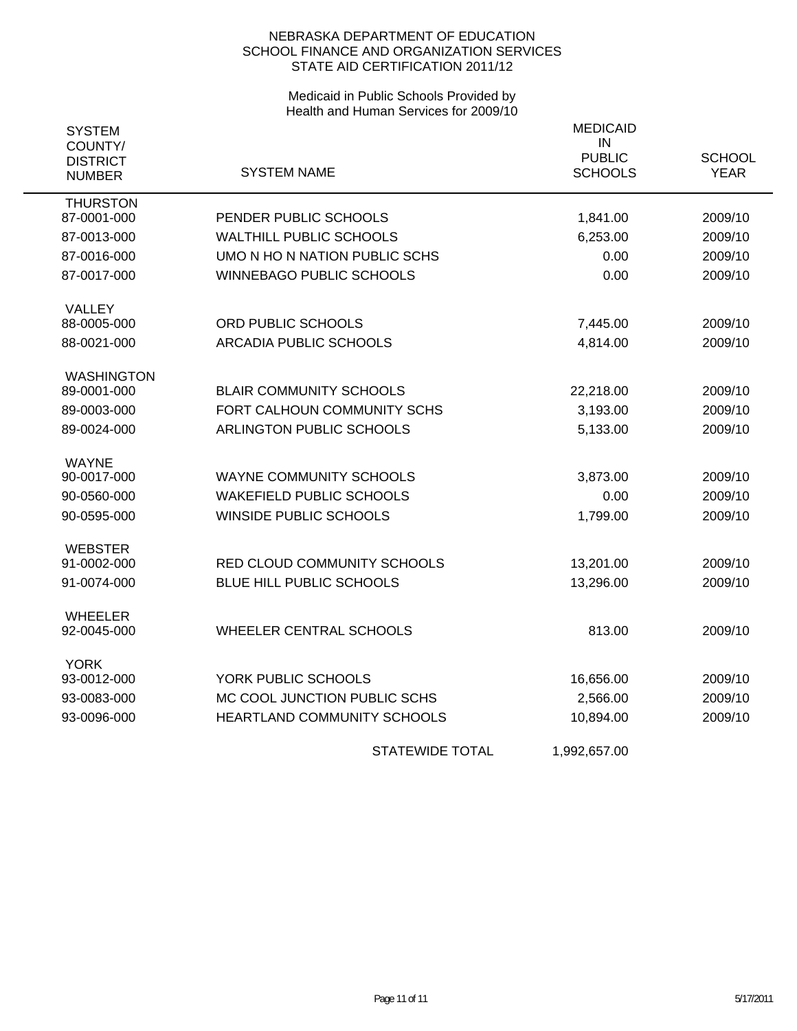NEBRASKA DEPARTMENT OF EDUCATION
SCHOOL FINANCE AND ORGANIZATION SERVICES
STATE AID CERTIFICATION 2011/12

Medicaid in Public Schools Provided by
Health and Human Services for 2009/10

| SYSTEM COUNTY/ DISTRICT NUMBER | SYSTEM NAME | MEDICAID IN PUBLIC SCHOOLS | SCHOOL YEAR |
|---|---|---|---|
| THURSTON | | | |
| 87-0001-000 | PENDER PUBLIC SCHOOLS | 1,841.00 | 2009/10 |
| 87-0013-000 | WALTHILL PUBLIC SCHOOLS | 6,253.00 | 2009/10 |
| 87-0016-000 | UMO N HO N NATION PUBLIC SCHS | 0.00 | 2009/10 |
| 87-0017-000 | WINNEBAGO PUBLIC SCHOOLS | 0.00 | 2009/10 |
| VALLEY | | | |
| 88-0005-000 | ORD PUBLIC SCHOOLS | 7,445.00 | 2009/10 |
| 88-0021-000 | ARCADIA PUBLIC SCHOOLS | 4,814.00 | 2009/10 |
| WASHINGTON | | | |
| 89-0001-000 | BLAIR COMMUNITY SCHOOLS | 22,218.00 | 2009/10 |
| 89-0003-000 | FORT CALHOUN COMMUNITY SCHS | 3,193.00 | 2009/10 |
| 89-0024-000 | ARLINGTON PUBLIC SCHOOLS | 5,133.00 | 2009/10 |
| WAYNE | | | |
| 90-0017-000 | WAYNE COMMUNITY SCHOOLS | 3,873.00 | 2009/10 |
| 90-0560-000 | WAKEFIELD PUBLIC SCHOOLS | 0.00 | 2009/10 |
| 90-0595-000 | WINSIDE PUBLIC SCHOOLS | 1,799.00 | 2009/10 |
| WEBSTER | | | |
| 91-0002-000 | RED CLOUD COMMUNITY SCHOOLS | 13,201.00 | 2009/10 |
| 91-0074-000 | BLUE HILL PUBLIC SCHOOLS | 13,296.00 | 2009/10 |
| WHEELER | | | |
| 92-0045-000 | WHEELER CENTRAL SCHOOLS | 813.00 | 2009/10 |
| YORK | | | |
| 93-0012-000 | YORK PUBLIC SCHOOLS | 16,656.00 | 2009/10 |
| 93-0083-000 | MC COOL JUNCTION PUBLIC SCHS | 2,566.00 | 2009/10 |
| 93-0096-000 | HEARTLAND COMMUNITY SCHOOLS | 10,894.00 | 2009/10 |
| | STATEWIDE TOTAL | 1,992,657.00 | |

5/17/2011